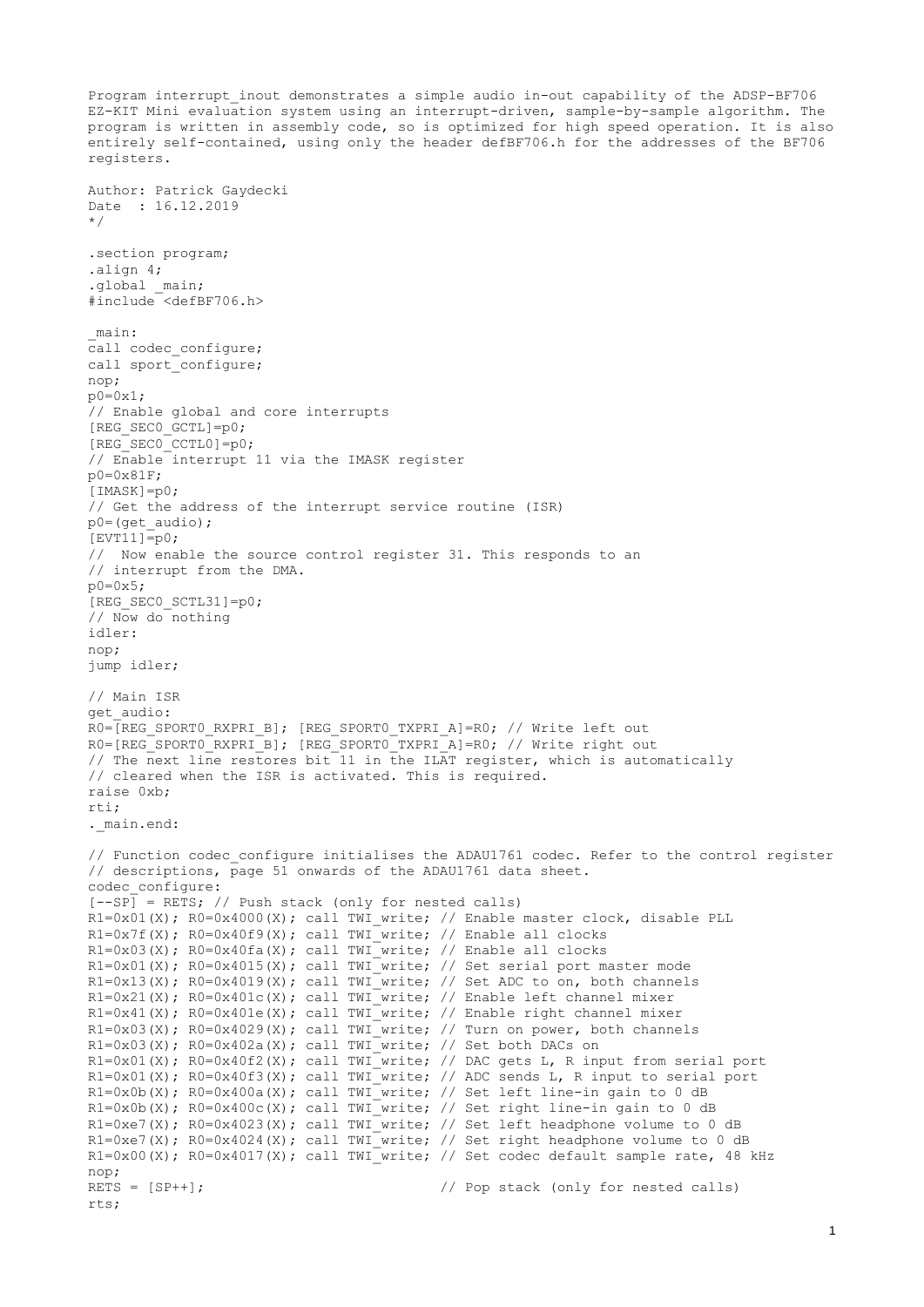Program interrupt_inout demonstrates a simple audio in-out capability of the ADSP-BF706 EZ-KIT Mini evaluation system using an interrupt-driven, sample-by-sample algorithm. The program is written in assembly code, so is optimized for high speed operation. It is also entirely self-contained, using only the header defBF706.h for the addresses of the BF706 registers.

Author: Patrick Gaydecki
Date : 16.12.2019
*/

```
.section program;
.align 4;
.global _main;
#include <defBF706.h>

_main:
call codec_configure;
call sport_configure;
nop;
p0=0x1;
// Enable global and core interrupts
[REG_SEC0_GCTL]=p0;
[REG_SEC0_CCTL0]=p0;
// Enable interrupt 11 via the IMASK register
p0=0x81F;
[IMASK]=p0;
// Get the address of the interrupt service routine (ISR)
p0=(get_audio);
[EVT11]=p0;
//  Now enable the source control register 31. This responds to an
// interrupt from the DMA.
p0=0x5;
[REG_SEC0_SCTL31]=p0;
// Now do nothing
idler:
nop;
jump idler;

// Main ISR
get_audio:
R0=[REG_SPORT0_RXPRI_B]; [REG_SPORT0_TXPRI_A]=R0; // Write left out
R0=[REG_SPORT0_RXPRI_B]; [REG_SPORT0_TXPRI_A]=R0; // Write right out
// The next line restores bit 11 in the ILAT register, which is automatically
// cleared when the ISR is activated. This is required.
raise 0xb;
rti;
._main.end:

// Function codec_configure initialises the ADAU1761 codec. Refer to the control register
// descriptions, page 51 onwards of the ADAU1761 data sheet.
codec_configure:
[--SP] = RETS; // Push stack (only for nested calls)
R1=0x01(X); R0=0x4000(X); call TWI_write; // Enable master clock, disable PLL
R1=0x7f(X); R0=0x40f9(X); call TWI_write; // Enable all clocks
R1=0x03(X); R0=0x40fa(X); call TWI_write; // Enable all clocks
R1=0x01(X); R0=0x4015(X); call TWI_write; // Set serial port master mode
R1=0x13(X); R0=0x4019(X); call TWI_write; // Set ADC to on, both channels
R1=0x21(X); R0=0x401c(X); call TWI_write; // Enable left channel mixer
R1=0x41(X); R0=0x401e(X); call TWI_write; // Enable right channel mixer
R1=0x03(X); R0=0x4029(X); call TWI_write; // Turn on power, both channels
R1=0x03(X); R0=0x402a(X); call TWI_write; // Set both DACs on
R1=0x01(X); R0=0x40f2(X); call TWI_write; // DAC gets L, R input from serial port
R1=0x01(X); R0=0x40f3(X); call TWI_write; // ADC sends L, R input to serial port
R1=0x0b(X); R0=0x400a(X); call TWI_write; // Set left line-in gain to 0 dB
R1=0x0b(X); R0=0x400c(X); call TWI_write; // Set right line-in gain to 0 dB
R1=0xe7(X); R0=0x4023(X); call TWI_write; // Set left headphone volume to 0 dB
R1=0xe7(X); R0=0x4024(X); call TWI_write; // Set right headphone volume to 0 dB
R1=0x00(X); R0=0x4017(X); call TWI_write; // Set codec default sample rate, 48 kHz
nop;
RETS = [SP++];                            // Pop stack (only for nested calls)
rts;
```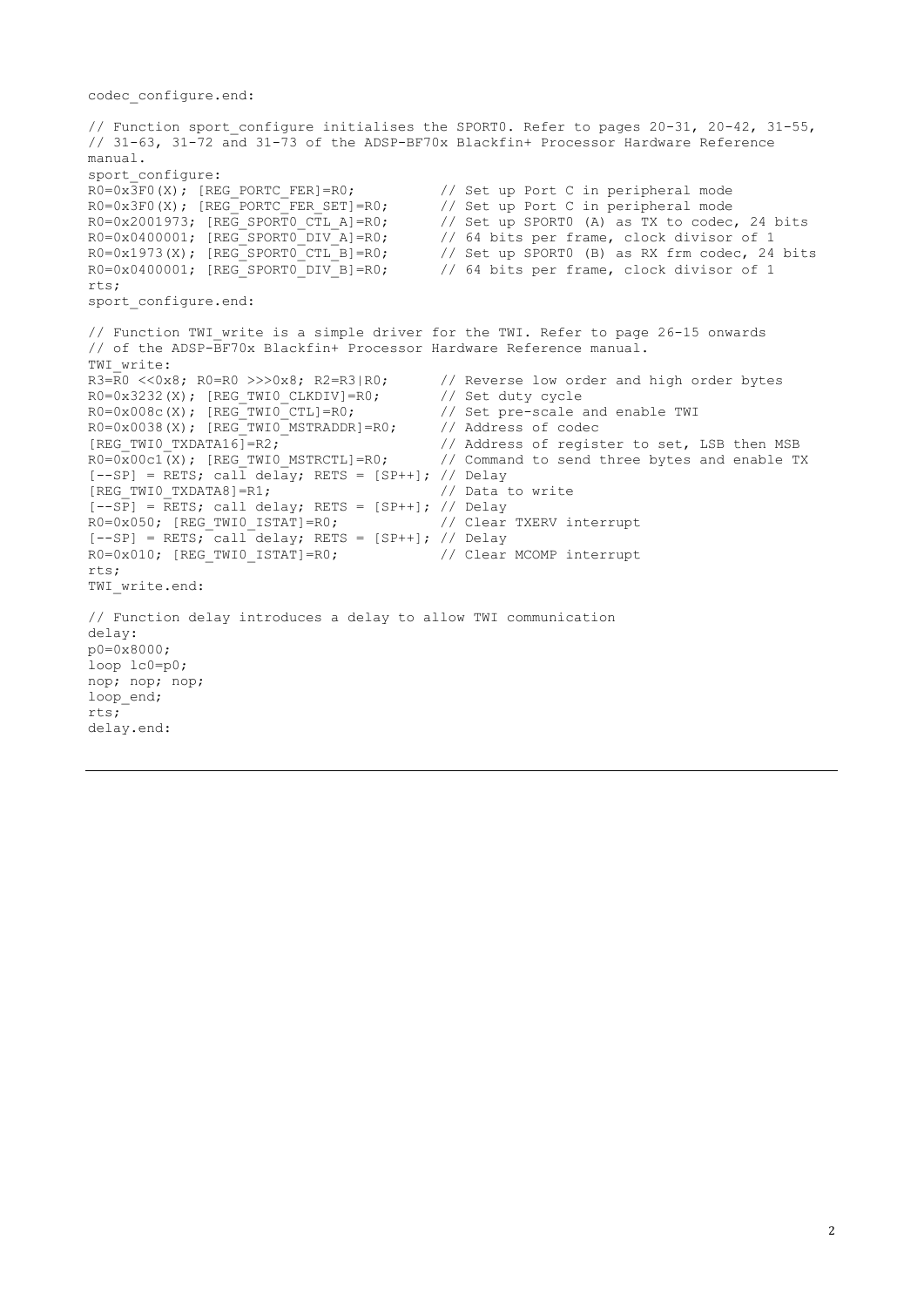```
codec_configure.end:

// Function sport_configure initialises the SPORT0. Refer to pages 20-31, 20-42, 31-55,
// 31-63, 31-72 and 31-73 of the ADSP-BF70x Blackfin+ Processor Hardware Reference
manual.
sport_configure:
R0=0x3F0(X); [REG_PORTC_FER]=R0;          // Set up Port C in peripheral mode
R0=0x3F0(X); [REG_PORTC_FER_SET]=R0;      // Set up Port C in peripheral mode
R0=0x2001973; [REG_SPORT0_CTL_A]=R0;      // Set up SPORT0 (A) as TX to codec, 24 bits
R0=0x0400001; [REG_SPORT0_DIV_A]=R0;      // 64 bits per frame, clock divisor of 1
R0=0x1973(X); [REG_SPORT0_CTL_B]=R0;      // Set up SPORT0 (B) as RX frm codec, 24 bits
R0=0x0400001; [REG_SPORT0_DIV_B]=R0;      // 64 bits per frame, clock divisor of 1
rts;
sport_configure.end:

// Function TWI_write is a simple driver for the TWI. Refer to page 26-15 onwards
// of the ADSP-BF70x Blackfin+ Processor Hardware Reference manual.
TWI_write:
R3=R0 <<0x8; R0=R0 >>>0x8; R2=R3|R0;      // Reverse low order and high order bytes
R0=0x3232(X); [REG_TWI0_CLKDIV]=R0;       // Set duty cycle
R0=0x008c(X); [REG_TWI0_CTL]=R0;          // Set pre-scale and enable TWI
R0=0x0038(X); [REG_TWI0_MSTRADDR]=R0;     // Address of codec
[REG_TWI0_TXDATA16]=R2;                   // Address of register to set, LSB then MSB
R0=0x00c1(X); [REG_TWI0_MSTRCTL]=R0;      // Command to send three bytes and enable TX
[--SP] = RETS; call delay; RETS = [SP++]; // Delay
[REG_TWI0_TXDATA8]=R1;                    // Data to write
[--SP] = RETS; call delay; RETS = [SP++]; // Delay
R0=0x050; [REG_TWI0_ISTAT]=R0;            // Clear TXERV interrupt
[--SP] = RETS; call delay; RETS = [SP++]; // Delay
R0=0x010; [REG_TWI0_ISTAT]=R0;            // Clear MCOMP interrupt
rts;
TWI_write.end:

// Function delay introduces a delay to allow TWI communication
delay:
p0=0x8000;
loop lc0=p0;
nop; nop; nop;
loop_end;
rts;
delay.end:
```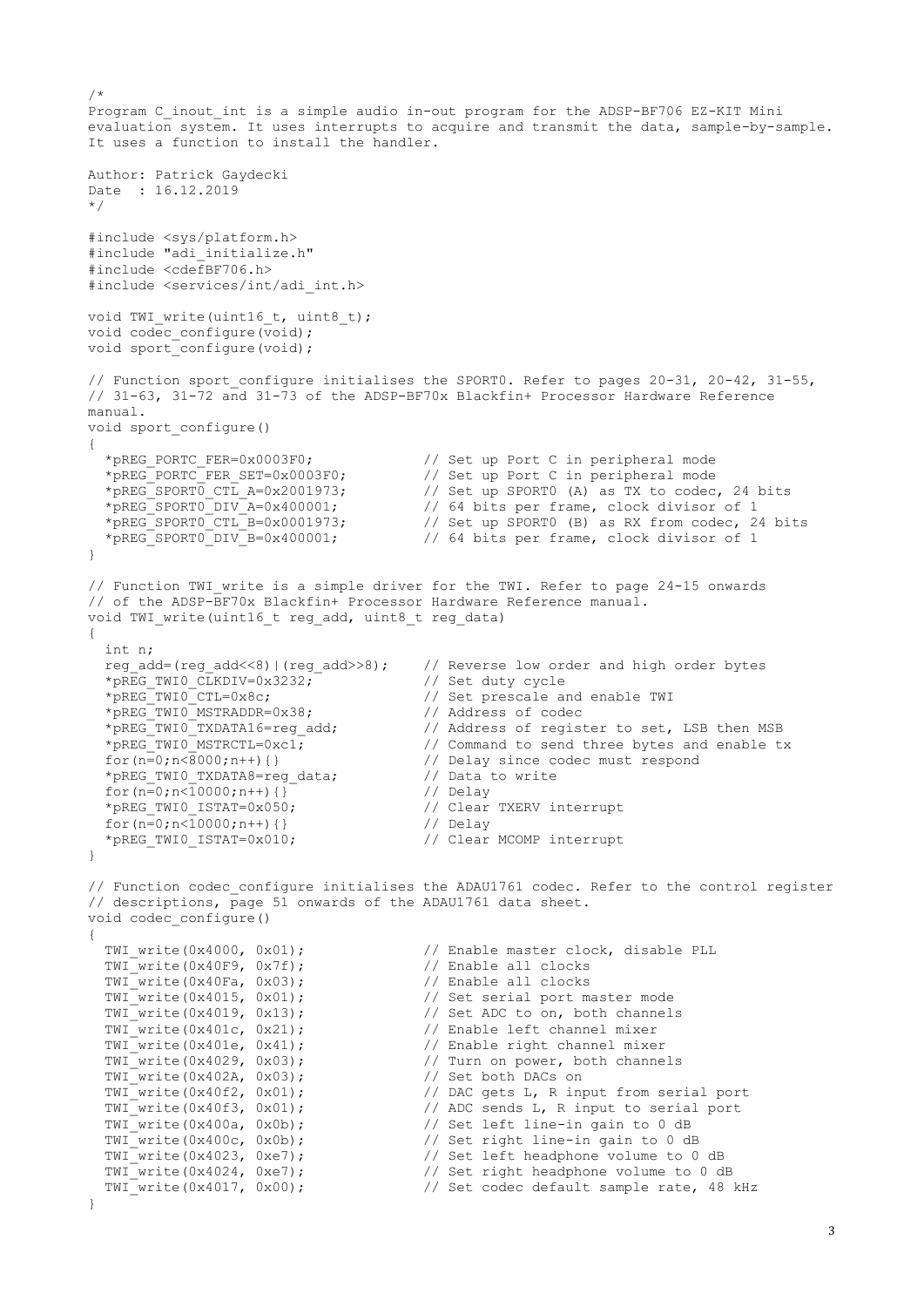```
/*
Program C_inout_int is a simple audio in-out program for the ADSP-BF706 EZ-KIT Mini
evaluation system. It uses interrupts to acquire and transmit the data, sample-by-sample.
It uses a function to install the handler.

Author: Patrick Gaydecki
Date  : 16.12.2019
*/

#include <sys/platform.h>
#include "adi_initialize.h"
#include <cdefBF706.h>
#include <services/int/adi_int.h>

void TWI_write(uint16_t, uint8_t);
void codec_configure(void);
void sport_configure(void);

// Function sport_configure initialises the SPORT0. Refer to pages 20-31, 20-42, 31-55,
// 31-63, 31-72 and 31-73 of the ADSP-BF70x Blackfin+ Processor Hardware Reference
manual.
void sport_configure()
{
  *pREG_PORTC_FER=0x0003F0;             // Set up Port C in peripheral mode
  *pREG_PORTC_FER_SET=0x0003F0;         // Set up Port C in peripheral mode
  *pREG_SPORT0_CTL_A=0x2001973;         // Set up SPORT0 (A) as TX to codec, 24 bits
  *pREG_SPORT0_DIV_A=0x400001;          // 64 bits per frame, clock divisor of 1
  *pREG_SPORT0_CTL_B=0x0001973;         // Set up SPORT0 (B) as RX from codec, 24 bits
  *pREG_SPORT0_DIV_B=0x400001;          // 64 bits per frame, clock divisor of 1
}

// Function TWI_write is a simple driver for the TWI. Refer to page 24-15 onwards
// of the ADSP-BF70x Blackfin+ Processor Hardware Reference manual.
void TWI_write(uint16_t reg_add, uint8_t reg_data)
{
  int n;
  reg_add=(reg_add<<8)|(reg_add>>8);    // Reverse low order and high order bytes
  *pREG_TWI0_CLKDIV=0x3232;             // Set duty cycle
  *pREG_TWI0_CTL=0x8c;                  // Set prescale and enable TWI
  *pREG_TWI0_MSTRADDR=0x38;             // Address of codec
  *pREG_TWI0_TXDATA16=reg_add;          // Address of register to set, LSB then MSB
  *pREG_TWI0_MSTRCTL=0xc1;              // Command to send three bytes and enable tx
  for(n=0;n<8000;n++){}                 // Delay since codec must respond
  *pREG_TWI0_TXDATA8=reg_data;          // Data to write
  for(n=0;n<10000;n++){}                // Delay
  *pREG_TWI0_ISTAT=0x050;               // Clear TXERV interrupt
  for(n=0;n<10000;n++){}                // Delay
  *pREG_TWI0_ISTAT=0x010;               // Clear MCOMP interrupt
}

// Function codec_configure initialises the ADAU1761 codec. Refer to the control register
// descriptions, page 51 onwards of the ADAU1761 data sheet.
void codec_configure()
{
  TWI_write(0x4000, 0x01);              // Enable master clock, disable PLL
  TWI_write(0x40F9, 0x7f);              // Enable all clocks
  TWI_write(0x40Fa, 0x03);              // Enable all clocks
  TWI_write(0x4015, 0x01);              // Set serial port master mode
  TWI_write(0x4019, 0x13);              // Set ADC to on, both channels
  TWI_write(0x401c, 0x21);              // Enable left channel mixer
  TWI_write(0x401e, 0x41);              // Enable right channel mixer
  TWI_write(0x4029, 0x03);              // Turn on power, both channels
  TWI_write(0x402A, 0x03);              // Set both DACs on
  TWI_write(0x40f2, 0x01);              // DAC gets L, R input from serial port
  TWI_write(0x40f3, 0x01);              // ADC sends L, R input to serial port
  TWI_write(0x400a, 0x0b);              // Set left line-in gain to 0 dB
  TWI_write(0x400c, 0x0b);              // Set right line-in gain to 0 dB
  TWI_write(0x4023, 0xe7);              // Set left headphone volume to 0 dB
  TWI_write(0x4024, 0xe7);              // Set right headphone volume to 0 dB
  TWI_write(0x4017, 0x00);              // Set codec default sample rate, 48 kHz
}
```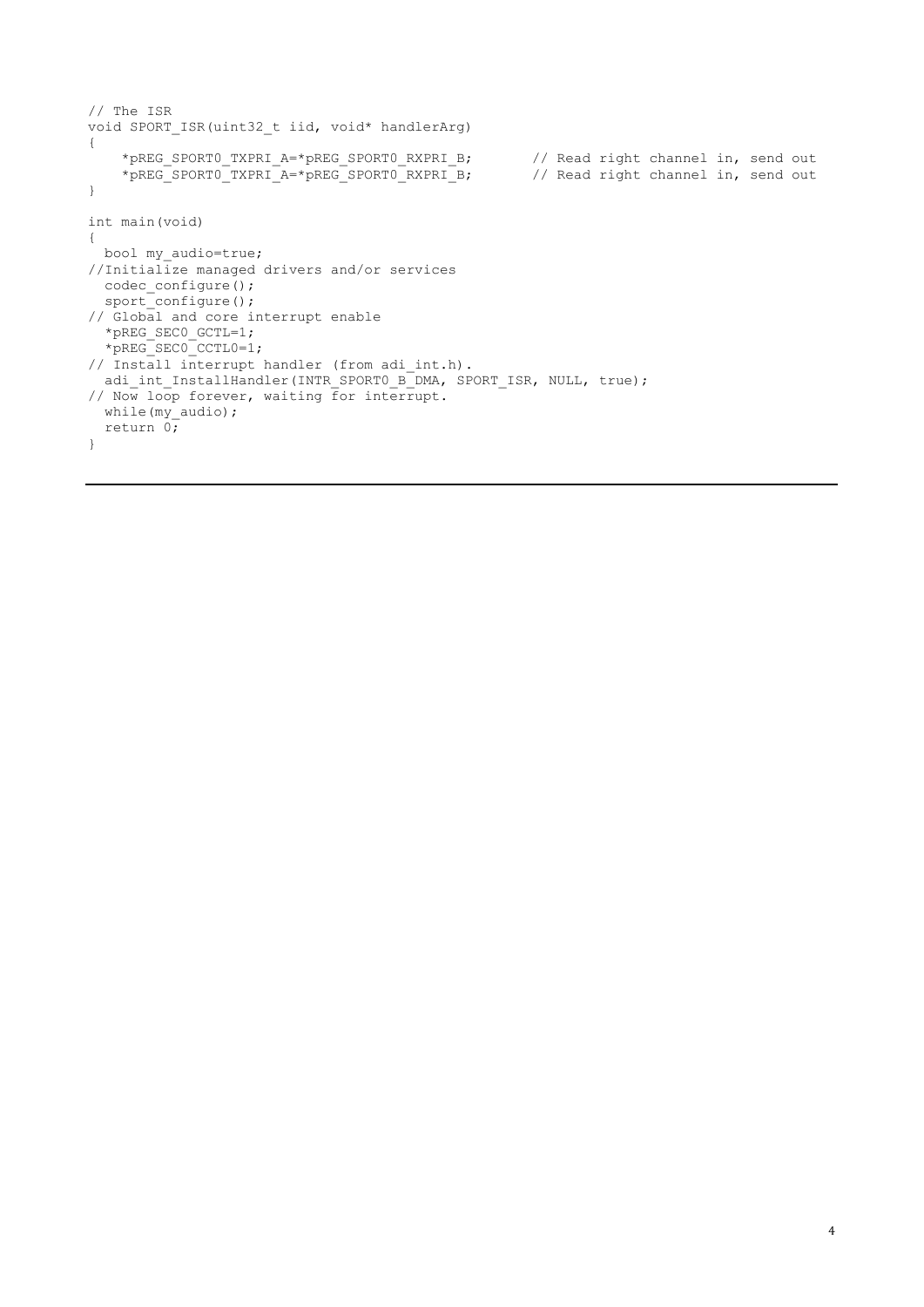```
// The ISR
void SPORT_ISR(uint32_t iid, void* handlerArg)
{
    *pREG_SPORT0_TXPRI_A=*pREG_SPORT0_RXPRI_B;       // Read right channel in, send out
    *pREG_SPORT0_TXPRI_A=*pREG_SPORT0_RXPRI_B;       // Read right channel in, send out
}

int main(void)
{
  bool my_audio=true;
//Initialize managed drivers and/or services
  codec_configure();
  sport_configure();
// Global and core interrupt enable
  *pREG_SEC0_GCTL=1;
  *pREG_SEC0_CCTL0=1;
// Install interrupt handler (from adi_int.h).
  adi_int_InstallHandler(INTR_SPORT0_B_DMA, SPORT_ISR, NULL, true);
// Now loop forever, waiting for interrupt.
  while(my_audio);
  return 0;
}
```